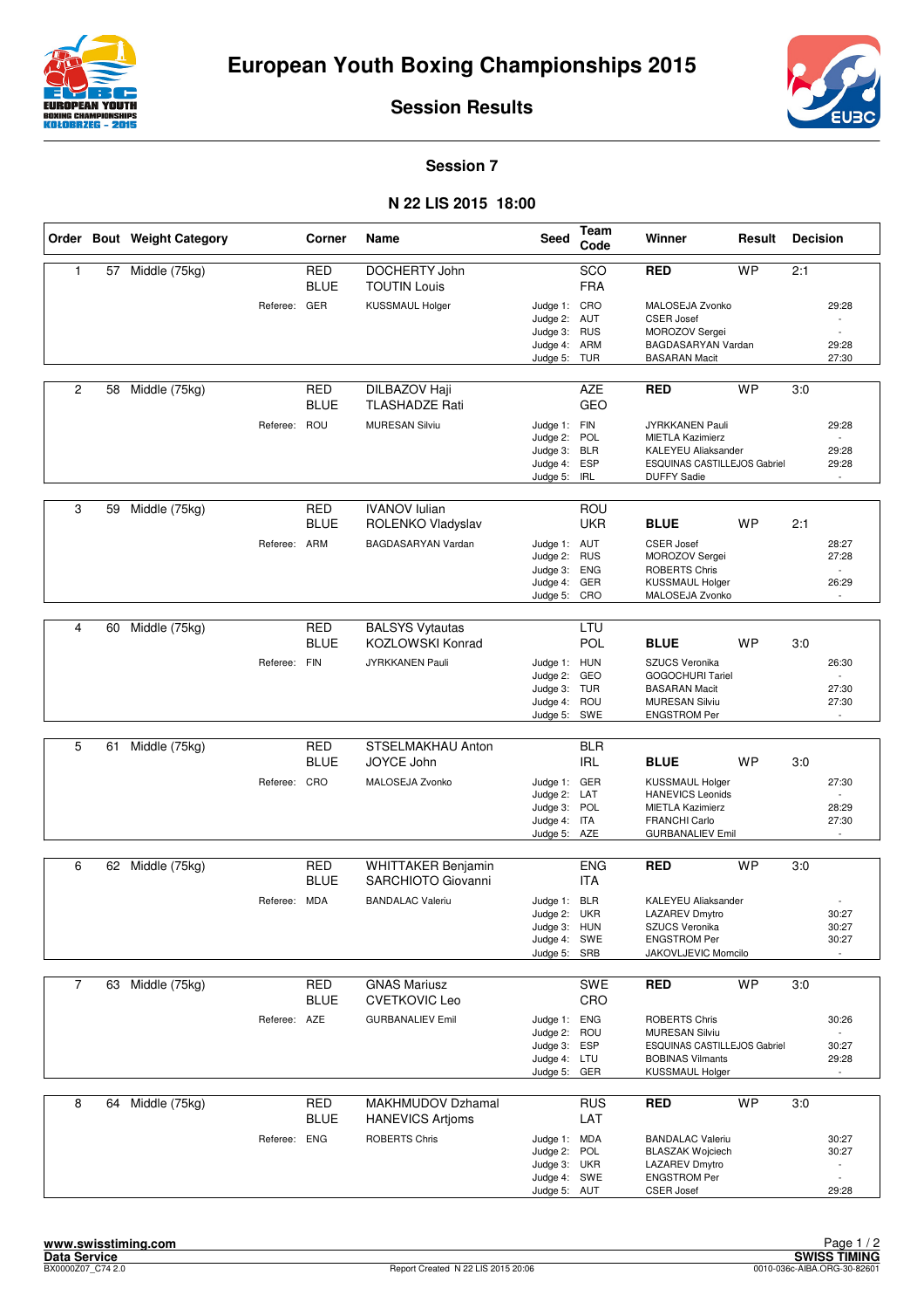# European Youth Boxing Championships 2015

## Session Results

### Session 7

### N 22 LIS 2015 18:00

| Order | Bout | Weight Category | Corner | Name | Seed | Team Code | Winner | Result | Decision |
|---|---|---|---|---|---|---|---|---|---|
| 1 | 57 | Middle (75kg) | RED | DOCHERTY John | | SCO | RED | WP | 2:1 |
| | | | BLUE | TOUTIN Louis | | FRA | | | |
| | | Referee: GER | | KUSSMAUL Holger | Judge 1: | CRO | MALOSEJA Zvonko | | 29:28 |
| | | | | | Judge 2: | AUT | CSER Josef | | - |
| | | | | | Judge 3: | RUS | MOROZOV Sergei | | - |
| | | | | | Judge 4: | ARM | BAGDASARYAN Vardan | | 29:28 |
| | | | | | Judge 5: | TUR | BASARAN Macit | | 27:30 |
| 2 | 58 | Middle (75kg) | RED | DILBAZOV Haji | | AZE | RED | WP | 3:0 |
| | | | BLUE | TLASHADZE Rati | | GEO | | | |
| | | Referee: ROU | | MURESAN Silviu | Judge 1: | FIN | JYRKKANEN Pauli | | 29:28 |
| | | | | | Judge 2: | POL | MIETLA Kazimierz | | - |
| | | | | | Judge 3: | BLR | KALEYEU Aliaksander | | 29:28 |
| | | | | | Judge 4: | ESP | ESQUINAS CASTILLEJOS Gabriel | | 29:28 |
| | | | | | Judge 5: | IRL | DUFFY Sadie | | - |
| 3 | 59 | Middle (75kg) | RED | IVANOV Iulian | | ROU | | | |
| | | | BLUE | ROLENKO Vladyslav | | UKR | BLUE | WP | 2:1 |
| | | Referee: ARM | | BAGDASARYAN Vardan | Judge 1: | AUT | CSER Josef | | 28:27 |
| | | | | | Judge 2: | RUS | MOROZOV Sergei | | 27:28 |
| | | | | | Judge 3: | ENG | ROBERTS Chris | | - |
| | | | | | Judge 4: | GER | KUSSMAUL Holger | | 26:29 |
| | | | | | Judge 5: | CRO | MALOSEJA Zvonko | | - |
| 4 | 60 | Middle (75kg) | RED | BALSYS Vytautas | | LTU | | | |
| | | | BLUE | KOZLOWSKI Konrad | | POL | BLUE | WP | 3:0 |
| | | Referee: FIN | | JYRKKANEN Pauli | Judge 1: | HUN | SZUCS Veronika | | 26:30 |
| | | | | | Judge 2: | GEO | GOGOCHURI Tariel | | - |
| | | | | | Judge 3: | TUR | BASARAN Macit | | 27:30 |
| | | | | | Judge 4: | ROU | MURESAN Silviu | | 27:30 |
| | | | | | Judge 5: | SWE | ENGSTROM Per | | - |
| 5 | 61 | Middle (75kg) | RED | STSELMAKHAU Anton | | BLR | | | |
| | | | BLUE | JOYCE John | | IRL | BLUE | WP | 3:0 |
| | | Referee: CRO | | MALOSEJA Zvonko | Judge 1: | GER | KUSSMAUL Holger | | 27:30 |
| | | | | | Judge 2: | LAT | HANEVICS Leonids | | - |
| | | | | | Judge 3: | POL | MIETLA Kazimierz | | 28:29 |
| | | | | | Judge 4: | ITA | FRANCHI Carlo | | 27:30 |
| | | | | | Judge 5: | AZE | GURBANALIEV Emil | | - |
| 6 | 62 | Middle (75kg) | RED | WHITTAKER Benjamin | | ENG | RED | WP | 3:0 |
| | | | BLUE | SARCHIOTO Giovanni | | ITA | | | |
| | | Referee: MDA | | BANDALAC Valeriu | Judge 1: | BLR | KALEYEU Aliaksander | | - |
| | | | | | Judge 2: | UKR | LAZAREV Dmytro | | 30:27 |
| | | | | | Judge 3: | HUN | SZUCS Veronika | | 30:27 |
| | | | | | Judge 4: | SWE | ENGSTROM Per | | 30:27 |
| | | | | | Judge 5: | SRB | JAKOVLJEVIC Momcilo | | - |
| 7 | 63 | Middle (75kg) | RED | GNAS Mariusz | | SWE | RED | WP | 3:0 |
| | | | BLUE | CVETKOVIC Leo | | CRO | | | |
| | | Referee: AZE | | GURBANALIEV Emil | Judge 1: | ENG | ROBERTS Chris | | 30:26 |
| | | | | | Judge 2: | ROU | MURESAN Silviu | | - |
| | | | | | Judge 3: | ESP | ESQUINAS CASTILLEJOS Gabriel | | 30:27 |
| | | | | | Judge 4: | LTU | BOBINAS Vilmants | | 29:28 |
| | | | | | Judge 5: | GER | KUSSMAUL Holger | | - |
| 8 | 64 | Middle (75kg) | RED | MAKHMUDOV Dzhamal | | RUS | RED | WP | 3:0 |
| | | | BLUE | HANEVICS Artjoms | | LAT | | | |
| | | Referee: ENG | | ROBERTS Chris | Judge 1: | MDA | BANDALAC Valeriu | | 30:27 |
| | | | | | Judge 2: | POL | BLASZAK Wojciech | | 30:27 |
| | | | | | Judge 3: | UKR | LAZAREV Dmytro | | - |
| | | | | | Judge 4: | SWE | ENGSTROM Per | | - |
| | | | | | Judge 5: | AUT | CSER Josef | | 29:28 |

www.swisstiming.com
Data Service
BX0000Z07_C74 2.0

Report Created N 22 LIS 2015 20:06

SWISS TIMING
0010-036c-AIBA.ORG-30-82601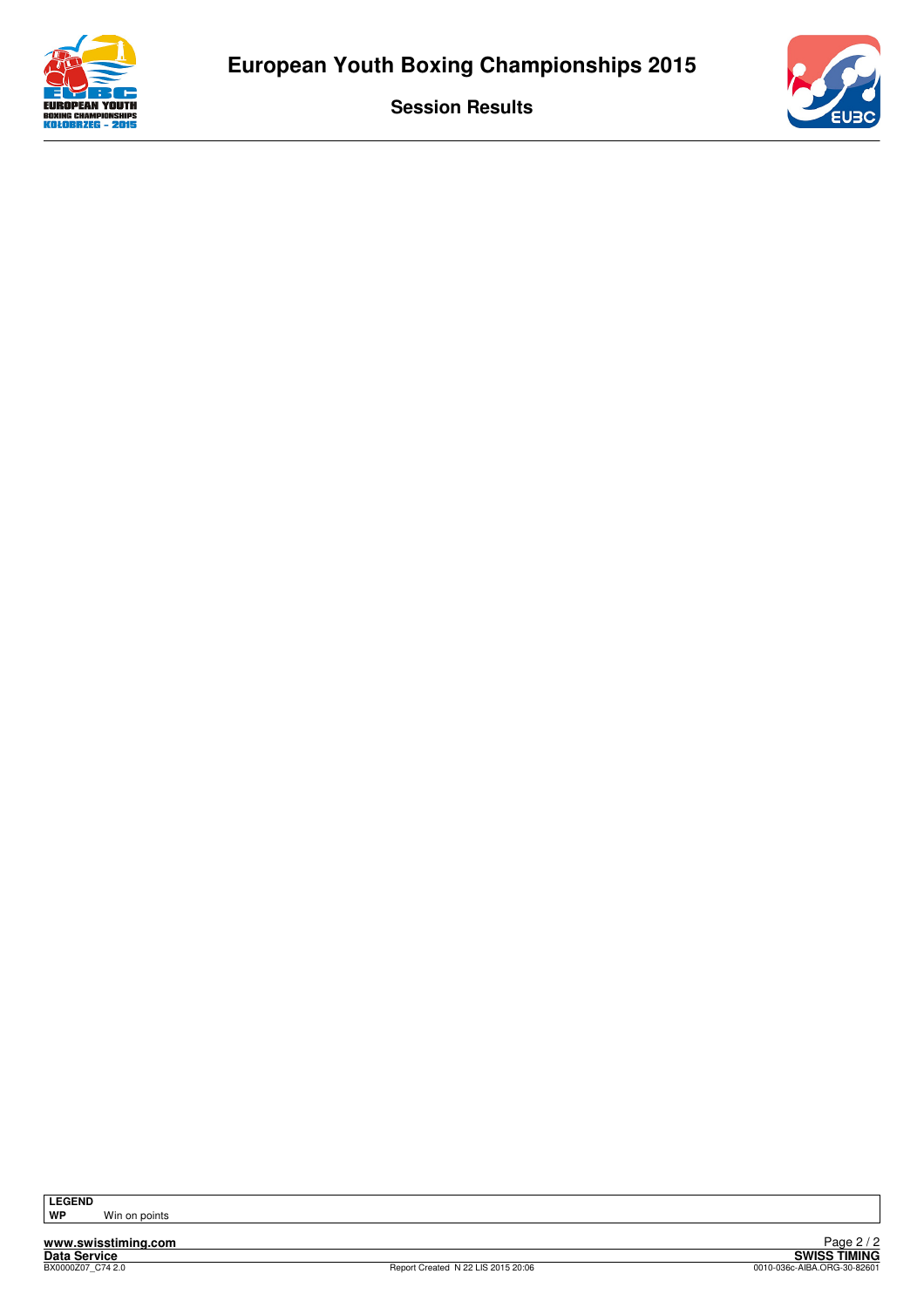**LEGEND**

| | |
|---|---|
| **WP** | Win on points |